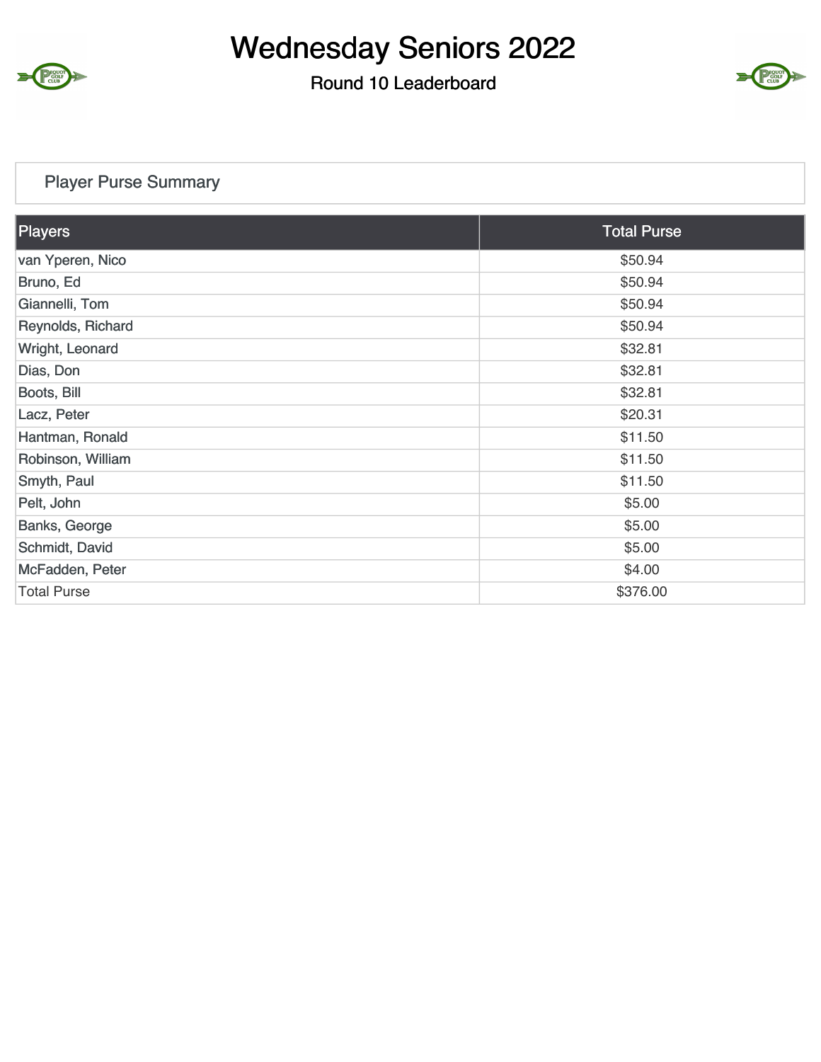# Wednesday Seniors 2022

## Round 10 Leaderboard

### Player Purse Summary

| Players | Total Purse |
| --- | --- |
| van Yperen, Nico | $50.94 |
| Bruno, Ed | $50.94 |
| Giannelli, Tom | $50.94 |
| Reynolds, Richard | $50.94 |
| Wright, Leonard | $32.81 |
| Dias, Don | $32.81 |
| Boots, Bill | $32.81 |
| Lacz, Peter | $20.31 |
| Hantman, Ronald | $11.50 |
| Robinson, William | $11.50 |
| Smyth, Paul | $11.50 |
| Pelt, John | $5.00 |
| Banks, George | $5.00 |
| Schmidt, David | $5.00 |
| McFadden, Peter | $4.00 |
| Total Purse | $376.00 |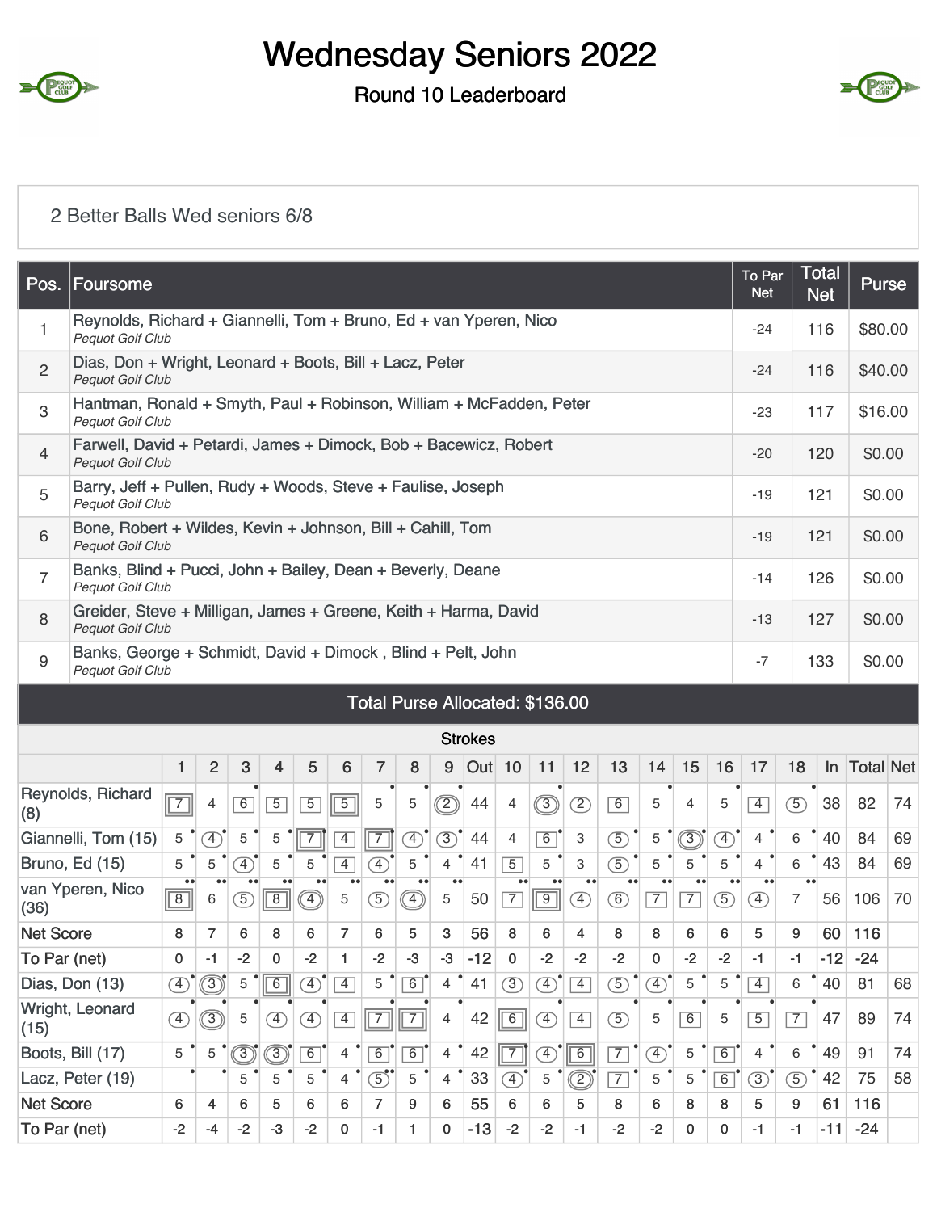# Wednesday Seniors 2022

## Round 10 Leaderboard

2 Better Balls Wed seniors 6/8

| Pos. | Foursome | To Par Net | Total Net | Purse |
|---|---|---|---|---|
| 1 | Reynolds, Richard + Giannelli, Tom + Bruno, Ed + van Yperen, Nico *Pequot Golf Club* | -24 | 116 | $80.00 |
| 2 | Dias, Don + Wright, Leonard + Boots, Bill + Lacz, Peter *Pequot Golf Club* | -24 | 116 | $40.00 |
| 3 | Hantman, Ronald + Smyth, Paul + Robinson, William + McFadden, Peter *Pequot Golf Club* | -23 | 117 | $16.00 |
| 4 | Farwell, David + Petardi, James + Dimock, Bob + Bacewicz, Robert *Pequot Golf Club* | -20 | 120 | $0.00 |
| 5 | Barry, Jeff + Pullen, Rudy + Woods, Steve + Faulise, Joseph *Pequot Golf Club* | -19 | 121 | $0.00 |
| 6 | Bone, Robert + Wildes, Kevin + Johnson, Bill + Cahill, Tom *Pequot Golf Club* | -19 | 121 | $0.00 |
| 7 | Banks, Blind + Pucci, John + Bailey, Dean + Beverly, Deane *Pequot Golf Club* | -14 | 126 | $0.00 |
| 8 | Greider, Steve + Milligan, James + Greene, Keith + Harma, David *Pequot Golf Club* | -13 | 127 | $0.00 |
| 9 | Banks, George + Schmidt, David + Dimock , Blind + Pelt, John *Pequot Golf Club* | -7 | 133 | $0.00 |

Total Purse Allocated: $136.00

Strokes

| | 1 | 2 | 3 | 4 | 5 | 6 | 7 | 8 | 9 | Out | 10 | 11 | 12 | 13 | 14 | 15 | 16 | 17 | 18 | In | Total | Net |
|---|---|---|---|---|---|---|---|---|---|---|---|---|---|---|---|---|---|---|---|---|---|---|
| Reynolds, Richard (8) | 7 | 4 | 6 | 5 | 5 | 5 | 5 | 5 | 2 | 44 | 4 | 3 | 2 | 6 | 5 | 4 | 5 | 4 | 5 | 38 | 82 | 74 |
| Giannelli, Tom (15) | 5 | 4 | 5 | 5 | 7 | 4 | 7 | 4 | 3 | 44 | 4 | 6 | 3 | 5 | 5 | 3 | 4 | 4 | 6 | 40 | 84 | 69 |
| Bruno, Ed (15) | 5 | 5 | 4 | 5 | 5 | 4 | 4 | 5 | 4 | 41 | 5 | 5 | 3 | 5 | 5 | 5 | 5 | 4 | 6 | 43 | 84 | 69 |
| van Yperen, Nico (36) | 8 | 6 | 5 | 8 | 4 | 5 | 5 | 4 | 5 | 50 | 7 | 9 | 4 | 6 | 7 | 7 | 5 | 4 | 7 | 56 | 106 | 70 |
| Net Score | 8 | 7 | 6 | 8 | 6 | 7 | 6 | 5 | 3 | 56 | 8 | 6 | 4 | 8 | 8 | 6 | 6 | 5 | 9 | 60 | 116 | |
| To Par (net) | 0 | -1 | -2 | 0 | -2 | 1 | -2 | -3 | -3 | -12 | 0 | -2 | -2 | -2 | 0 | -2 | -2 | -1 | -1 | -12 | -24 | |
| Dias, Don (13) | 4 | 3 | 5 | 6 | 4 | 4 | 5 | 6 | 4 | 41 | 3 | 4 | 4 | 5 | 4 | 5 | 5 | 4 | 6 | 40 | 81 | 68 |
| Wright, Leonard (15) | 4 | 3 | 5 | 4 | 4 | 4 | 7 | 7 | 4 | 42 | 6 | 4 | 4 | 5 | 5 | 6 | 5 | 5 | 7 | 47 | 89 | 74 |
| Boots, Bill (17) | 5 | 5 | 3 | 3 | 6 | 4 | 6 | 6 | 4 | 42 | 7 | 4 | 6 | 7 | 4 | 5 | 6 | 4 | 6 | 49 | 91 | 74 |
| Lacz, Peter (19) | | | 5 | 5 | 5 | 4 | 5 | 5 | 4 | 33 | 4 | 5 | 2 | 7 | 5 | 5 | 6 | 3 | 5 | 42 | 75 | 58 |
| Net Score | 6 | 4 | 6 | 5 | 6 | 6 | 7 | 9 | 6 | 55 | 6 | 6 | 5 | 8 | 6 | 8 | 8 | 5 | 9 | 61 | 116 | |
| To Par (net) | -2 | -4 | -2 | -3 | -2 | 0 | -1 | 1 | 0 | -13 | -2 | -2 | -1 | -2 | -2 | 0 | 0 | -1 | -1 | -11 | -24 | |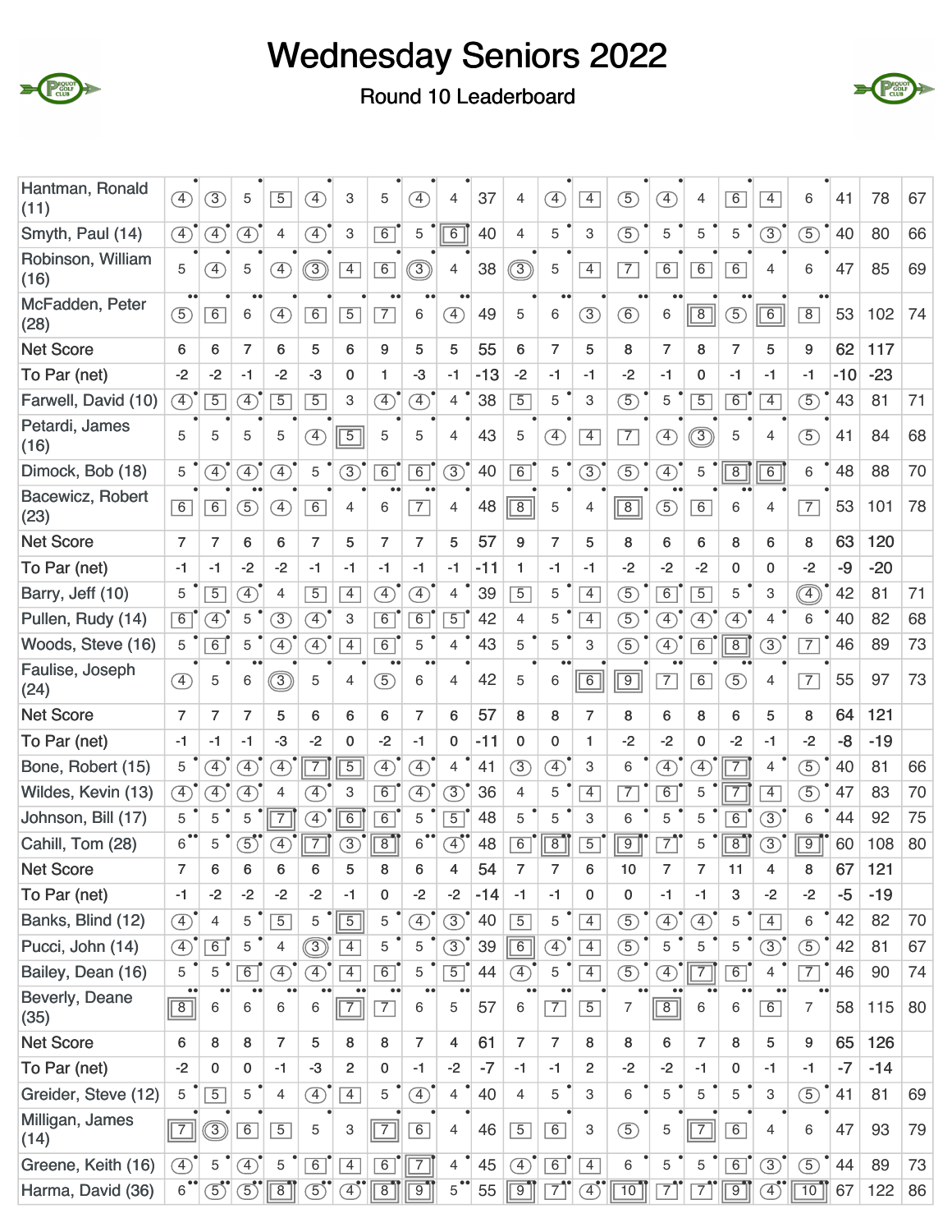# Wednesday Seniors 2022

Round 10 Leaderboard

| | | | | | | | | | | | | | | | | | | | | | | |
|---|---|---|---|---|---|---|---|---|---|---|---|---|---|---|---|---|---|---|---|---|---|---|
| Hantman, Ronald (11) | 4 | 3 | 5 | 5 | 4 | 3 | 5 | 4 | 4 | 37 | 4 | 4 | 4 | 5 | 4 | 4 | 6 | 4 | 6 | 41 | 78 | 67 |
| Smyth, Paul (14) | 4 | 4 | 4 | 4 | 4 | 3 | 6 | 5 | 6 | 40 | 4 | 5 | 3 | 5 | 5 | 5 | 5 | 3 | 5 | 40 | 80 | 66 |
| Robinson, William (16) | 5 | 4 | 5 | 4 | 3 | 4 | 6 | 3 | 4 | 38 | 3 | 5 | 4 | 7 | 6 | 6 | 6 | 4 | 6 | 47 | 85 | 69 |
| McFadden, Peter (28) | 5 | 6 | 6 | 4 | 6 | 5 | 7 | 6 | 4 | 49 | 5 | 6 | 3 | 6 | 6 | 8 | 5 | 6 | 8 | 53 | 102 | 74 |
| Net Score | 6 | 6 | 7 | 6 | 5 | 6 | 9 | 5 | 5 | 55 | 6 | 7 | 5 | 8 | 7 | 8 | 7 | 5 | 9 | 62 | 117 | |
| To Par (net) | -2 | -2 | -1 | -2 | -3 | 0 | 1 | -3 | -1 | -13 | -2 | -1 | -1 | -2 | -1 | 0 | -1 | -1 | -1 | -10 | -23 | |
| Farwell, David (10) | 4 | 5 | 4 | 5 | 5 | 3 | 4 | 4 | 4 | 38 | 5 | 5 | 3 | 5 | 5 | 5 | 6 | 4 | 5 | 43 | 81 | 71 |
| Petardi, James (16) | 5 | 5 | 5 | 5 | 4 | 5 | 5 | 5 | 4 | 43 | 5 | 4 | 4 | 7 | 4 | 3 | 5 | 4 | 5 | 41 | 84 | 68 |
| Dimock, Bob (18) | 5 | 4 | 4 | 4 | 5 | 3 | 6 | 6 | 3 | 40 | 6 | 5 | 3 | 5 | 4 | 5 | 8 | 6 | 6 | 48 | 88 | 70 |
| Bacewicz, Robert (23) | 6 | 6 | 5 | 4 | 6 | 4 | 6 | 7 | 4 | 48 | 8 | 5 | 4 | 8 | 5 | 6 | 6 | 4 | 7 | 53 | 101 | 78 |
| Net Score | 7 | 7 | 6 | 6 | 7 | 5 | 7 | 7 | 5 | 57 | 9 | 7 | 5 | 8 | 6 | 6 | 8 | 6 | 8 | 63 | 120 | |
| To Par (net) | -1 | -1 | -2 | -2 | -1 | -1 | -1 | -1 | -1 | -11 | 1 | -1 | -1 | -2 | -2 | -2 | 0 | 0 | -2 | -9 | -20 | |
| Barry, Jeff (10) | 5 | 5 | 4 | 4 | 5 | 4 | 4 | 4 | 4 | 39 | 5 | 5 | 4 | 5 | 6 | 5 | 5 | 3 | 4 | 42 | 81 | 71 |
| Pullen, Rudy (14) | 6 | 4 | 5 | 3 | 4 | 3 | 6 | 6 | 5 | 42 | 4 | 5 | 4 | 5 | 4 | 4 | 4 | 4 | 6 | 40 | 82 | 68 |
| Woods, Steve (16) | 5 | 6 | 5 | 4 | 4 | 4 | 6 | 5 | 4 | 43 | 5 | 5 | 3 | 5 | 4 | 6 | 8 | 3 | 7 | 46 | 89 | 73 |
| Faulise, Joseph (24) | 4 | 5 | 6 | 3 | 5 | 4 | 5 | 6 | 4 | 42 | 5 | 6 | 6 | 9 | 7 | 6 | 5 | 4 | 7 | 55 | 97 | 73 |
| Net Score | 7 | 7 | 7 | 5 | 6 | 6 | 6 | 7 | 6 | 57 | 8 | 8 | 7 | 8 | 6 | 8 | 6 | 5 | 8 | 64 | 121 | |
| To Par (net) | -1 | -1 | -1 | -3 | -2 | 0 | -2 | -1 | 0 | -11 | 0 | 0 | 1 | -2 | -2 | 0 | -2 | -1 | -2 | -8 | -19 | |
| Bone, Robert (15) | 5 | 4 | 4 | 4 | 7 | 5 | 4 | 4 | 4 | 41 | 3 | 4 | 3 | 6 | 4 | 4 | 7 | 4 | 5 | 40 | 81 | 66 |
| Wildes, Kevin (13) | 4 | 4 | 4 | 4 | 4 | 3 | 6 | 4 | 3 | 36 | 4 | 5 | 4 | 7 | 6 | 5 | 7 | 4 | 5 | 47 | 83 | 70 |
| Johnson, Bill (17) | 5 | 5 | 5 | 7 | 4 | 6 | 6 | 5 | 5 | 48 | 5 | 5 | 3 | 6 | 5 | 5 | 6 | 3 | 6 | 44 | 92 | 75 |
| Cahill, Tom (28) | 6 | 5 | 5 | 4 | 7 | 3 | 8 | 6 | 4 | 48 | 6 | 8 | 5 | 9 | 7 | 5 | 8 | 3 | 9 | 60 | 108 | 80 |
| Net Score | 7 | 6 | 6 | 6 | 6 | 5 | 8 | 6 | 4 | 54 | 7 | 7 | 6 | 10 | 7 | 7 | 11 | 4 | 8 | 67 | 121 | |
| To Par (net) | -1 | -2 | -2 | -2 | -2 | -1 | 0 | -2 | -2 | -14 | -1 | -1 | 0 | 0 | -1 | -1 | 3 | -2 | -2 | -5 | -19 | |
| Banks, Blind (12) | 4 | 4 | 5 | 5 | 5 | 5 | 5 | 4 | 3 | 40 | 5 | 5 | 4 | 5 | 4 | 4 | 5 | 4 | 6 | 42 | 82 | 70 |
| Pucci, John (14) | 4 | 6 | 5 | 4 | 3 | 4 | 5 | 5 | 3 | 39 | 6 | 4 | 4 | 5 | 5 | 5 | 5 | 3 | 5 | 42 | 81 | 67 |
| Bailey, Dean (16) | 5 | 5 | 6 | 4 | 4 | 4 | 6 | 5 | 5 | 44 | 4 | 5 | 4 | 5 | 4 | 7 | 6 | 4 | 7 | 46 | 90 | 74 |
| Beverly, Deane (35) | 8 | 6 | 6 | 6 | 6 | 7 | 7 | 6 | 5 | 57 | 6 | 7 | 5 | 7 | 8 | 6 | 6 | 6 | 7 | 58 | 115 | 80 |
| Net Score | 6 | 8 | 8 | 7 | 5 | 8 | 8 | 7 | 4 | 61 | 7 | 7 | 8 | 8 | 6 | 7 | 8 | 5 | 9 | 65 | 126 | |
| To Par (net) | -2 | 0 | 0 | -1 | -3 | 2 | 0 | -1 | -2 | -7 | -1 | -1 | 2 | -2 | -2 | -1 | 0 | -1 | -1 | -7 | -14 | |
| Greider, Steve (12) | 5 | 5 | 5 | 4 | 4 | 4 | 5 | 4 | 4 | 40 | 4 | 5 | 3 | 6 | 5 | 5 | 5 | 3 | 5 | 41 | 81 | 69 |
| Milligan, James (14) | 7 | 3 | 6 | 5 | 5 | 3 | 7 | 6 | 4 | 46 | 5 | 6 | 3 | 5 | 5 | 7 | 6 | 4 | 6 | 47 | 93 | 79 |
| Greene, Keith (16) | 4 | 5 | 4 | 5 | 6 | 4 | 6 | 7 | 4 | 45 | 4 | 6 | 4 | 6 | 5 | 5 | 6 | 3 | 5 | 44 | 89 | 73 |
| Harma, David (36) | 6 | 5 | 5 | 8 | 5 | 4 | 8 | 9 | 5 | 55 | 9 | 7 | 4 | 10 | 7 | 7 | 9 | 4 | 10 | 67 | 122 | 86 |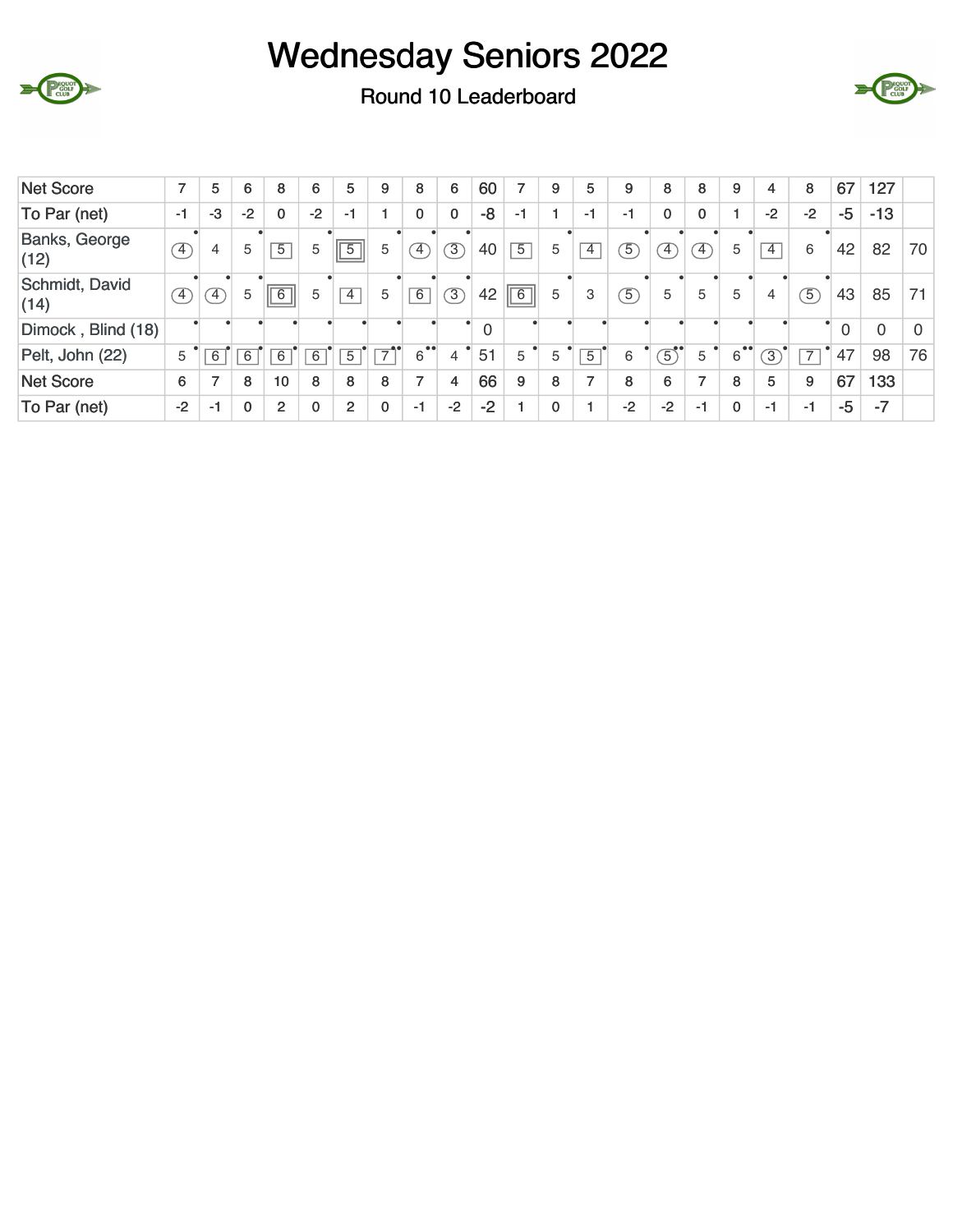# Wednesday Seniors 2022

## Round 10 Leaderboard

| | | | | | | | | | | | | | | | | | | | | | | |
|---|---|---|---|---|---|---|---|---|---|---|---|---|---|---|---|---|---|---|---|---|---|---|
| Net Score | 7 | 5 | 6 | 8 | 6 | 5 | 9 | 8 | 6 | 60 | 7 | 9 | 5 | 9 | 8 | 8 | 9 | 4 | 8 | 67 | 127 | |
| To Par (net) | -1 | -3 | -2 | 0 | -2 | -1 | 1 | 0 | 0 | -8 | -1 | 1 | -1 | -1 | 0 | 0 | 1 | -2 | -2 | -5 | -13 | |
| Banks, George (12) | 4 | 4 | 5 | 5 | 5 | 5 | 5 | 4 | 3 | 40 | 5 | 5 | 4 | 5 | 4 | 4 | 5 | 4 | 6 | 42 | 82 | 70 |
| Schmidt, David (14) | 4 | 4 | 5 | 6 | 5 | 4 | 5 | 6 | 3 | 42 | 6 | 5 | 3 | 5 | 5 | 5 | 5 | 4 | 5 | 43 | 85 | 71 |
| Dimock , Blind (18) | | | | | | | | | | 0 | | | | | | | | | | 0 | 0 | 0 |
| Pelt, John (22) | 5 | 6 | 6 | 6 | 6 | 5 | 7 | 6 | 4 | 51 | 5 | 5 | 5 | 6 | 5 | 5 | 6 | 3 | 7 | 47 | 98 | 76 |
| Net Score | 6 | 7 | 8 | 10 | 8 | 8 | 8 | 7 | 4 | 66 | 9 | 8 | 7 | 8 | 6 | 7 | 8 | 5 | 9 | 67 | 133 | |
| To Par (net) | -2 | -1 | 0 | 2 | 0 | 2 | 0 | -1 | -2 | -2 | 1 | 0 | 1 | -2 | -2 | -1 | 0 | -1 | -1 | -5 | -7 | |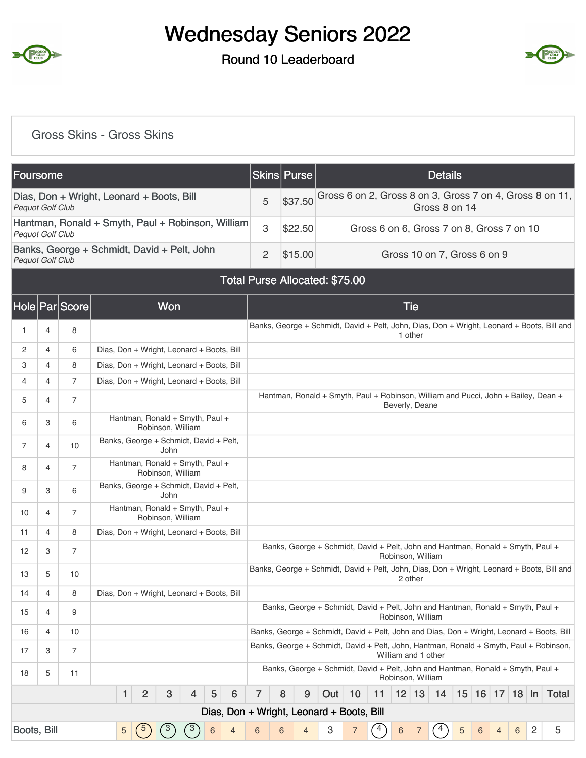# Wednesday Seniors 2022

## Round 10 Leaderboard

Gross Skins - Gross Skins

| Foursome | Skins | Purse | Details |
|---|---|---|---|
| Dias, Don + Wright, Leonard + Boots, Bill *Pequot Golf Club* | 5 | $37.50 | Gross 6 on 2, Gross 8 on 3, Gross 7 on 4, Gross 8 on 11, Gross 8 on 14 |
| Hantman, Ronald + Smyth, Paul + Robinson, William *Pequot Golf Club* | 3 | $22.50 | Gross 6 on 6, Gross 7 on 8, Gross 7 on 10 |
| Banks, George + Schmidt, David + Pelt, John *Pequot Golf Club* | 2 | $15.00 | Gross 10 on 7, Gross 6 on 9 |
| Total Purse Allocated: $75.00 | | | |

| Hole | Par | Score | Won | Tie |
|---|---|---|---|---|
| 1 | 4 | 8 | | Banks, George + Schmidt, David + Pelt, John, Dias, Don + Wright, Leonard + Boots, Bill and 1 other |
| 2 | 4 | 6 | Dias, Don + Wright, Leonard + Boots, Bill | |
| 3 | 4 | 8 | Dias, Don + Wright, Leonard + Boots, Bill | |
| 4 | 4 | 7 | Dias, Don + Wright, Leonard + Boots, Bill | |
| 5 | 4 | 7 | | Hantman, Ronald + Smyth, Paul + Robinson, William and Pucci, John + Bailey, Dean + Beverly, Deane |
| 6 | 3 | 6 | Hantman, Ronald + Smyth, Paul + Robinson, William | |
| 7 | 4 | 10 | Banks, George + Schmidt, David + Pelt, John | |
| 8 | 4 | 7 | Hantman, Ronald + Smyth, Paul + Robinson, William | |
| 9 | 3 | 6 | Banks, George + Schmidt, David + Pelt, John | |
| 10 | 4 | 7 | Hantman, Ronald + Smyth, Paul + Robinson, William | |
| 11 | 4 | 8 | Dias, Don + Wright, Leonard + Boots, Bill | |
| 12 | 3 | 7 | | Banks, George + Schmidt, David + Pelt, John and Hantman, Ronald + Smyth, Paul + Robinson, William |
| 13 | 5 | 10 | | Banks, George + Schmidt, David + Pelt, John, Dias, Don + Wright, Leonard + Boots, Bill and 2 other |
| 14 | 4 | 8 | Dias, Don + Wright, Leonard + Boots, Bill | |
| 15 | 4 | 9 | | Banks, George + Schmidt, David + Pelt, John and Hantman, Ronald + Smyth, Paul + Robinson, William |
| 16 | 4 | 10 | | Banks, George + Schmidt, David + Pelt, John and Dias, Don + Wright, Leonard + Boots, Bill |
| 17 | 3 | 7 | | Banks, George + Schmidt, David + Pelt, John, Hantman, Ronald + Smyth, Paul + Robinson, William and 1 other |
| 18 | 5 | 11 | | Banks, George + Schmidt, David + Pelt, John and Hantman, Ronald + Smyth, Paul + Robinson, William |

| | 1 | 2 | 3 | 4 | 5 | 6 | 7 | 8 | 9 | Out | 10 | 11 | 12 | 13 | 14 | 15 | 16 | 17 | 18 | In | Total |
|---|---|---|---|---|---|---|---|---|---|---|---|---|---|---|---|---|---|---|---|---|---|
| Dias, Don + Wright, Leonard + Boots, Bill | | | | | | | | | | | | | | | | | | | | | |
| Boots, Bill | 5 | 5 | 3 | 3 | 6 | 4 | 6 | 6 | 4 | 3 | 7 | 4 | 6 | 7 | 4 | 5 | 6 | 4 | 6 | 2 | 5 |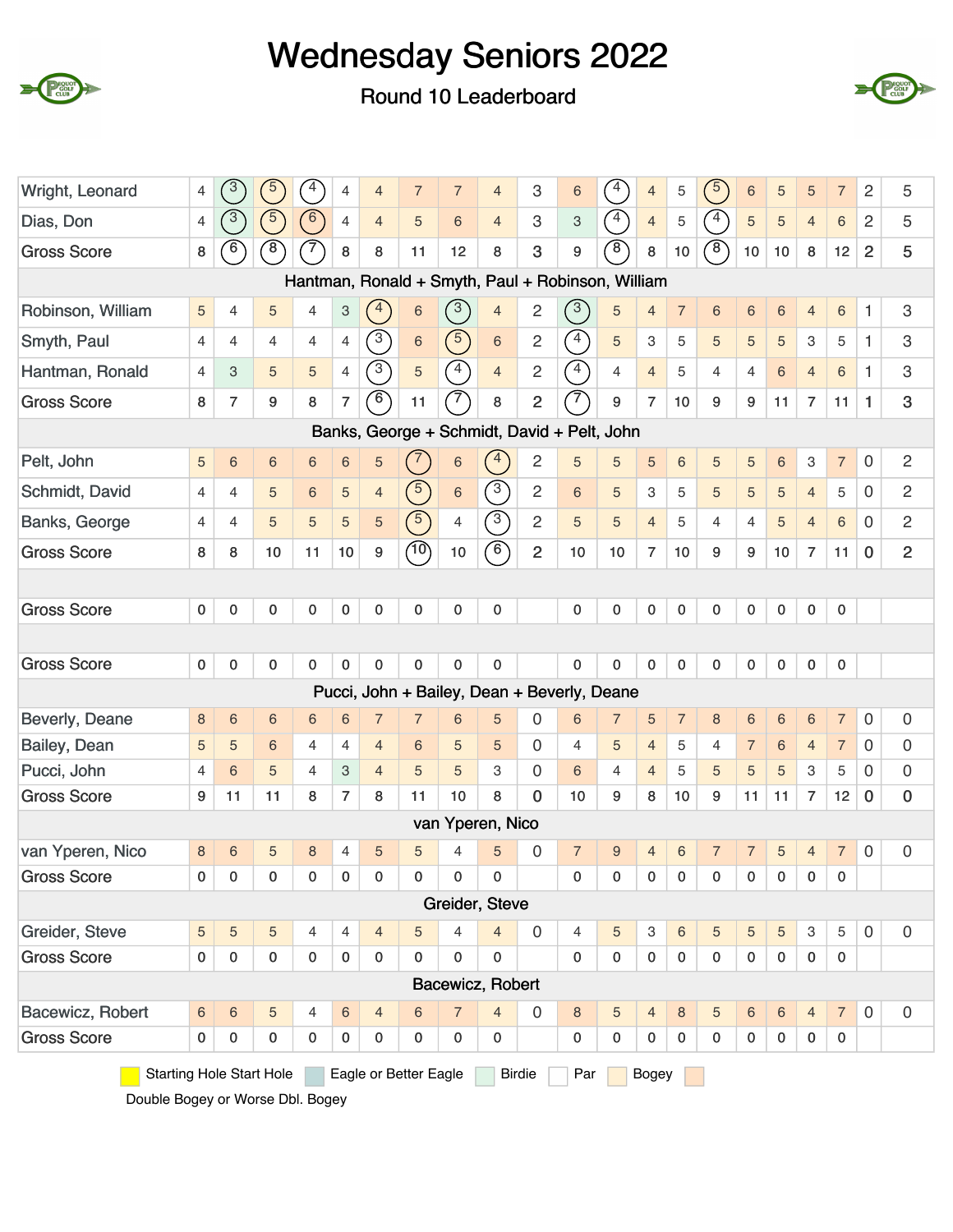# Wednesday Seniors 2022

## Round 10 Leaderboard

| | | | | | | | | | | | | | | | | | | | | | |
|---|---|---|---|---|---|---|---|---|---|---|---|---|---|---|---|---|---|---|---|---|---|
| Wright, Leonard | 4 | 3 | 5 | 4 | 4 | 4 | 7 | 7 | 4 | 3 | 6 | 4 | 4 | 5 | 5 | 6 | 5 | 5 | 7 | 2 | 5 |
| Dias, Don | 4 | 3 | 5 | 6 | 4 | 4 | 5 | 6 | 4 | 3 | 3 | 4 | 4 | 5 | 4 | 5 | 5 | 4 | 6 | 2 | 5 |
| Gross Score | 8 | 6 | 8 | 7 | 8 | 8 | 11 | 12 | 8 | 3 | 9 | 8 | 8 | 10 | 8 | 10 | 10 | 8 | 12 | 2 | 5 |
| Hantman, Ronald + Smyth, Paul + Robinson, William | | | | | | | | | | | | | | | | | | | | | |
| Robinson, William | 5 | 4 | 5 | 4 | 3 | 4 | 6 | 3 | 4 | 2 | 3 | 5 | 4 | 7 | 6 | 6 | 6 | 4 | 6 | 1 | 3 |
| Smyth, Paul | 4 | 4 | 4 | 4 | 4 | 3 | 6 | 5 | 6 | 2 | 4 | 5 | 3 | 5 | 5 | 5 | 5 | 3 | 5 | 1 | 3 |
| Hantman, Ronald | 4 | 3 | 5 | 5 | 4 | 3 | 5 | 4 | 4 | 2 | 4 | 4 | 4 | 5 | 4 | 4 | 6 | 4 | 6 | 1 | 3 |
| Gross Score | 8 | 7 | 9 | 8 | 7 | 6 | 11 | 7 | 8 | 2 | 7 | 9 | 7 | 10 | 9 | 9 | 11 | 7 | 11 | 1 | 3 |
| Banks, George + Schmidt, David + Pelt, John | | | | | | | | | | | | | | | | | | | | | |
| Pelt, John | 5 | 6 | 6 | 6 | 6 | 5 | 7 | 6 | 4 | 2 | 5 | 5 | 5 | 6 | 5 | 5 | 6 | 3 | 7 | 0 | 2 |
| Schmidt, David | 4 | 4 | 5 | 6 | 5 | 4 | 5 | 6 | 3 | 2 | 6 | 5 | 3 | 5 | 5 | 5 | 5 | 4 | 5 | 0 | 2 |
| Banks, George | 4 | 4 | 5 | 5 | 5 | 5 | 5 | 4 | 3 | 2 | 5 | 5 | 4 | 5 | 4 | 4 | 5 | 4 | 6 | 0 | 2 |
| Gross Score | 8 | 8 | 10 | 11 | 10 | 9 | 10 | 10 | 6 | 2 | 10 | 10 | 7 | 10 | 9 | 9 | 10 | 7 | 11 | 0 | 2 |
| | | | | | | | | | | | | | | | | | | | | | |
| Gross Score | 0 | 0 | 0 | 0 | 0 | 0 | 0 | 0 | 0 | | 0 | 0 | 0 | 0 | 0 | 0 | 0 | 0 | 0 | | |
| | | | | | | | | | | | | | | | | | | | | | |
| Gross Score | 0 | 0 | 0 | 0 | 0 | 0 | 0 | 0 | 0 | | 0 | 0 | 0 | 0 | 0 | 0 | 0 | 0 | 0 | | |
| Pucci, John + Bailey, Dean + Beverly, Deane | | | | | | | | | | | | | | | | | | | | | |
| Beverly, Deane | 8 | 6 | 6 | 6 | 6 | 7 | 7 | 6 | 5 | 0 | 6 | 7 | 5 | 7 | 8 | 6 | 6 | 6 | 7 | 0 | 0 |
| Bailey, Dean | 5 | 5 | 6 | 4 | 4 | 4 | 6 | 5 | 5 | 0 | 4 | 5 | 4 | 5 | 4 | 7 | 6 | 4 | 7 | 0 | 0 |
| Pucci, John | 4 | 6 | 5 | 4 | 3 | 4 | 5 | 5 | 3 | 0 | 6 | 4 | 4 | 5 | 5 | 5 | 5 | 3 | 5 | 0 | 0 |
| Gross Score | 9 | 11 | 11 | 8 | 7 | 8 | 11 | 10 | 8 | 0 | 10 | 9 | 8 | 10 | 9 | 11 | 11 | 7 | 12 | 0 | 0 |
| van Yperen, Nico | | | | | | | | | | | | | | | | | | | | | |
| van Yperen, Nico | 8 | 6 | 5 | 8 | 4 | 5 | 5 | 4 | 5 | 0 | 7 | 9 | 4 | 6 | 7 | 7 | 5 | 4 | 7 | 0 | 0 |
| Gross Score | 0 | 0 | 0 | 0 | 0 | 0 | 0 | 0 | 0 | | 0 | 0 | 0 | 0 | 0 | 0 | 0 | 0 | 0 | | |
| Greider, Steve | | | | | | | | | | | | | | | | | | | | | |
| Greider, Steve | 5 | 5 | 5 | 4 | 4 | 4 | 5 | 4 | 4 | 0 | 4 | 5 | 3 | 6 | 5 | 5 | 5 | 3 | 5 | 0 | 0 |
| Gross Score | 0 | 0 | 0 | 0 | 0 | 0 | 0 | 0 | 0 | | 0 | 0 | 0 | 0 | 0 | 0 | 0 | 0 | 0 | | |
| Bacewicz, Robert | | | | | | | | | | | | | | | | | | | | | |
| Bacewicz, Robert | 6 | 6 | 5 | 4 | 6 | 4 | 6 | 7 | 4 | 0 | 8 | 5 | 4 | 8 | 5 | 6 | 6 | 4 | 7 | 0 | 0 |
| Gross Score | 0 | 0 | 0 | 0 | 0 | 0 | 0 | 0 | 0 | | 0 | 0 | 0 | 0 | 0 | 0 | 0 | 0 | 0 | | |

Starting Hole Start Hole | Eagle or Better Eagle | Birdie | Par | Bogey | Double Bogey or Worse Dbl. Bogey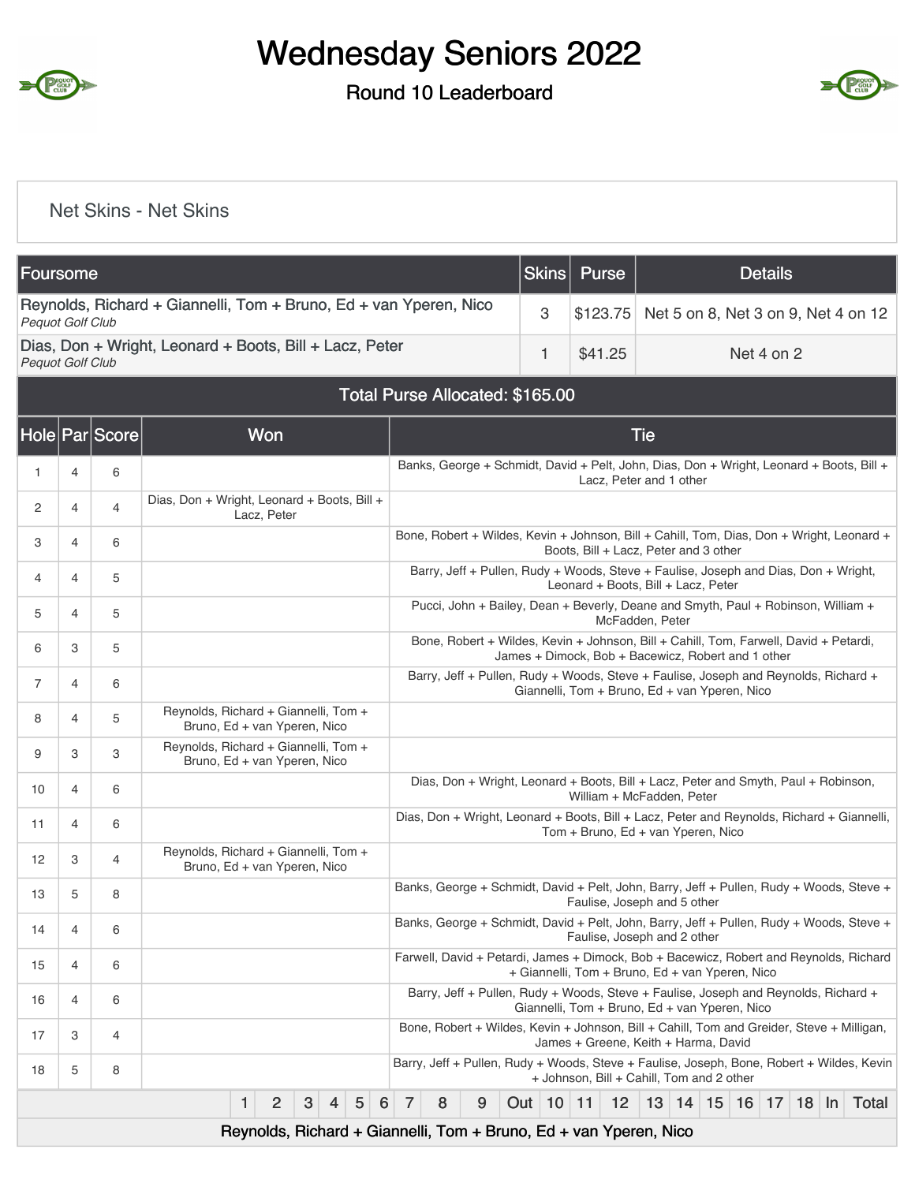# Wednesday Seniors 2022

## Round 10 Leaderboard

### Net Skins - Net Skins

| Foursome | Skins | Purse | Details |
|---|---|---|---|
| Reynolds, Richard + Giannelli, Tom + Bruno, Ed + van Yperen, Nico<br>*Pequot Golf Club* | 3 | $123.75 | Net 5 on 8, Net 3 on 9, Net 4 on 12 |
| Dias, Don + Wright, Leonard + Boots, Bill + Lacz, Peter<br>*Pequot Golf Club* | 1 | $41.25 | Net 4 on 2 |
| Total Purse Allocated: $165.00 | | | |

| Hole | Par | Score | Won | Tie |
|---|---|---|---|---|
| 1 | 4 | 6 | | Banks, George + Schmidt, David + Pelt, John, Dias, Don + Wright, Leonard + Boots, Bill + Lacz, Peter and 1 other |
| 2 | 4 | 4 | Dias, Don + Wright, Leonard + Boots, Bill + Lacz, Peter | |
| 3 | 4 | 6 | | Bone, Robert + Wildes, Kevin + Johnson, Bill + Cahill, Tom, Dias, Don + Wright, Leonard + Boots, Bill + Lacz, Peter and 3 other |
| 4 | 4 | 5 | | Barry, Jeff + Pullen, Rudy + Woods, Steve + Faulise, Joseph and Dias, Don + Wright, Leonard + Boots, Bill + Lacz, Peter |
| 5 | 4 | 5 | | Pucci, John + Bailey, Dean + Beverly, Deane and Smyth, Paul + Robinson, William + McFadden, Peter |
| 6 | 3 | 5 | | Bone, Robert + Wildes, Kevin + Johnson, Bill + Cahill, Tom, Farwell, David + Petardi, James + Dimock, Bob + Bacewicz, Robert and 1 other |
| 7 | 4 | 6 | | Barry, Jeff + Pullen, Rudy + Woods, Steve + Faulise, Joseph and Reynolds, Richard + Giannelli, Tom + Bruno, Ed + van Yperen, Nico |
| 8 | 4 | 5 | Reynolds, Richard + Giannelli, Tom + Bruno, Ed + van Yperen, Nico | |
| 9 | 3 | 3 | Reynolds, Richard + Giannelli, Tom + Bruno, Ed + van Yperen, Nico | |
| 10 | 4 | 6 | | Dias, Don + Wright, Leonard + Boots, Bill + Lacz, Peter and Smyth, Paul + Robinson, William + McFadden, Peter |
| 11 | 4 | 6 | | Dias, Don + Wright, Leonard + Boots, Bill + Lacz, Peter and Reynolds, Richard + Giannelli, Tom + Bruno, Ed + van Yperen, Nico |
| 12 | 3 | 4 | Reynolds, Richard + Giannelli, Tom + Bruno, Ed + van Yperen, Nico | |
| 13 | 5 | 8 | | Banks, George + Schmidt, David + Pelt, John, Barry, Jeff + Pullen, Rudy + Woods, Steve + Faulise, Joseph and 5 other |
| 14 | 4 | 6 | | Banks, George + Schmidt, David + Pelt, John, Barry, Jeff + Pullen, Rudy + Woods, Steve + Faulise, Joseph and 2 other |
| 15 | 4 | 6 | | Farwell, David + Petardi, James + Dimock, Bob + Bacewicz, Robert and Reynolds, Richard + Giannelli, Tom + Bruno, Ed + van Yperen, Nico |
| 16 | 4 | 6 | | Barry, Jeff + Pullen, Rudy + Woods, Steve + Faulise, Joseph and Reynolds, Richard + Giannelli, Tom + Bruno, Ed + van Yperen, Nico |
| 17 | 3 | 4 | | Bone, Robert + Wildes, Kevin + Johnson, Bill + Cahill, Tom and Greider, Steve + Milligan, James + Greene, Keith + Harma, David |
| 18 | 5 | 8 | | Barry, Jeff + Pullen, Rudy + Woods, Steve + Faulise, Joseph, Bone, Robert + Wildes, Kevin + Johnson, Bill + Cahill, Tom and 2 other |

| | 1 | 2 | 3 | 4 | 5 | 6 | 7 | 8 | 9 | Out | 10 | 11 | 12 | 13 | 14 | 15 | 16 | 17 | 18 | In | Total |
|---|---|---|---|---|---|---|---|---|---|---|---|---|---|---|---|---|---|---|---|---|---|
| Reynolds, Richard + Giannelli, Tom + Bruno, Ed + van Yperen, Nico | | | | | | | | | | | | | | | | | | | | | |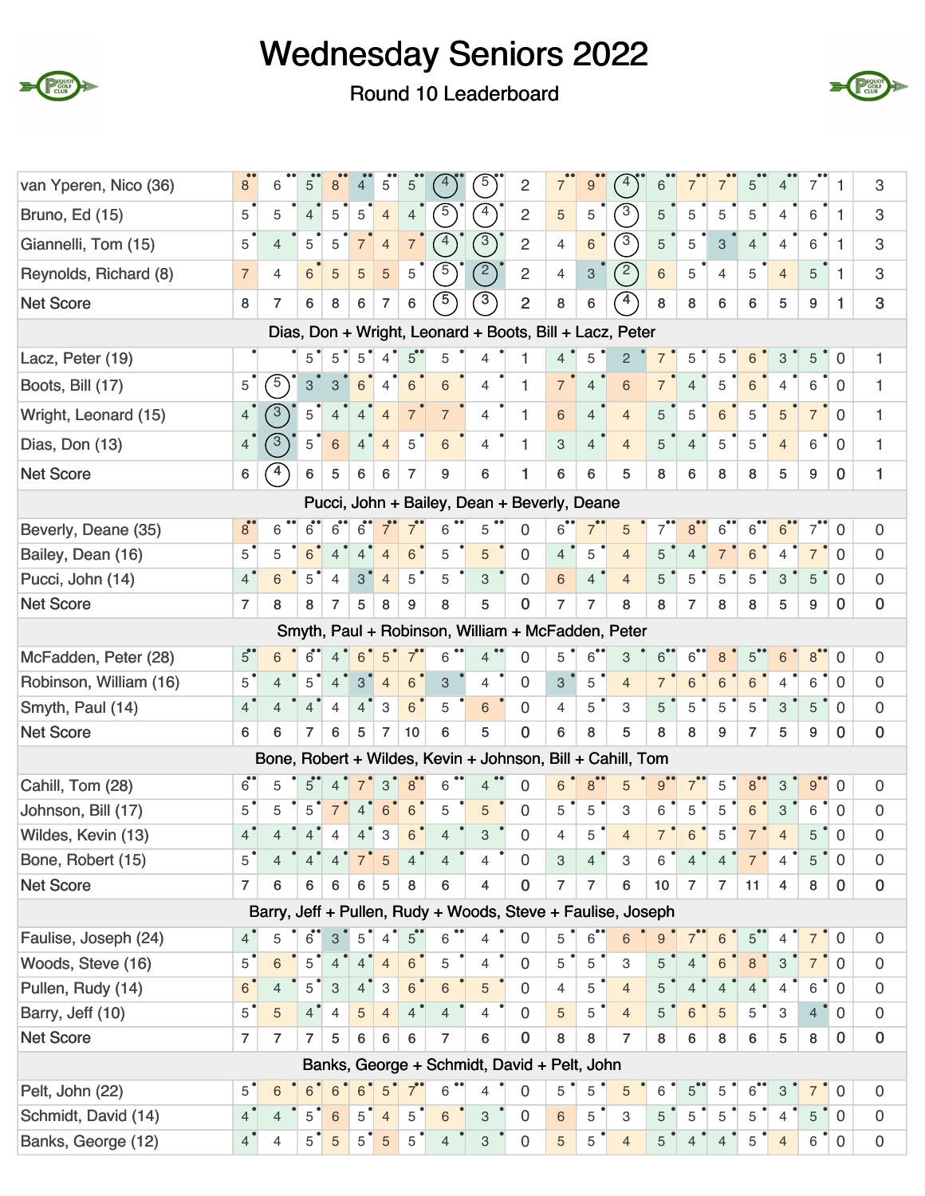# Wednesday Seniors 2022

## Round 10 Leaderboard

| | | | | | | | | | | | | | | | | | | | | | |
|---|---|---|---|---|---|---|---|---|---|---|---|---|---|---|---|---|---|---|---|---|---|
| van Yperen, Nico (36) | 8 | 6 | 5 | 8 | 4 | 5 | 5 | 4 | 5 | 2 | 7 | 9 | 4 | 6 | 7 | 7 | 5 | 4 | 7 | 1 | 3 |
| Bruno, Ed (15) | 5 | 5 | 4 | 5 | 5 | 4 | 4 | 5 | 4 | 2 | 5 | 5 | 3 | 5 | 5 | 5 | 5 | 4 | 6 | 1 | 3 |
| Giannelli, Tom (15) | 5 | 4 | 5 | 5 | 7 | 4 | 7 | 4 | 3 | 2 | 4 | 6 | 3 | 5 | 5 | 3 | 4 | 4 | 6 | 1 | 3 |
| Reynolds, Richard (8) | 7 | 4 | 6 | 5 | 5 | 5 | 5 | 5 | 2 | 2 | 4 | 3 | 2 | 6 | 5 | 4 | 5 | 4 | 5 | 1 | 3 |
| Net Score | 8 | 7 | 6 | 8 | 6 | 7 | 6 | 5 | 3 | 2 | 8 | 6 | 4 | 8 | 8 | 6 | 6 | 5 | 9 | 1 | 3 |
| **Dias, Don + Wright, Leonard + Boots, Bill + Lacz, Peter** | | | | | | | | | | | | | | | | | | | | | |
| Lacz, Peter (19) | | | 5 | 5 | 5 | 4 | 5 | 5 | 4 | 1 | 4 | 5 | 2 | 7 | 5 | 5 | 6 | 3 | 5 | 0 | 1 |
| Boots, Bill (17) | 5 | 5 | 3 | 3 | 6 | 4 | 6 | 6 | 4 | 1 | 7 | 4 | 6 | 7 | 4 | 5 | 6 | 4 | 6 | 0 | 1 |
| Wright, Leonard (15) | 4 | 3 | 5 | 4 | 4 | 4 | 7 | 7 | 4 | 1 | 6 | 4 | 4 | 5 | 5 | 6 | 5 | 5 | 7 | 0 | 1 |
| Dias, Don (13) | 4 | 3 | 5 | 6 | 4 | 4 | 5 | 6 | 4 | 1 | 3 | 4 | 4 | 5 | 4 | 5 | 5 | 4 | 6 | 0 | 1 |
| Net Score | 6 | 4 | 6 | 5 | 6 | 6 | 7 | 9 | 6 | 1 | 6 | 6 | 5 | 8 | 6 | 8 | 8 | 5 | 9 | 0 | 1 |
| **Pucci, John + Bailey, Dean + Beverly, Deane** | | | | | | | | | | | | | | | | | | | | | |
| Beverly, Deane (35) | 8 | 6 | 6 | 6 | 6 | 7 | 7 | 6 | 5 | 0 | 6 | 7 | 5 | 7 | 8 | 6 | 6 | 6 | 7 | 0 | 0 |
| Bailey, Dean (16) | 5 | 5 | 6 | 4 | 4 | 4 | 6 | 5 | 5 | 0 | 4 | 5 | 4 | 5 | 4 | 7 | 6 | 4 | 7 | 0 | 0 |
| Pucci, John (14) | 4 | 6 | 5 | 4 | 3 | 4 | 5 | 5 | 3 | 0 | 6 | 4 | 4 | 5 | 5 | 5 | 5 | 3 | 5 | 0 | 0 |
| Net Score | 7 | 8 | 8 | 7 | 5 | 8 | 9 | 8 | 5 | 0 | 7 | 7 | 8 | 8 | 7 | 8 | 8 | 5 | 9 | 0 | 0 |
| **Smyth, Paul + Robinson, William + McFadden, Peter** | | | | | | | | | | | | | | | | | | | | | |
| McFadden, Peter (28) | 5 | 6 | 6 | 4 | 6 | 5 | 7 | 6 | 4 | 0 | 5 | 6 | 3 | 6 | 6 | 8 | 5 | 6 | 8 | 0 | 0 |
| Robinson, William (16) | 5 | 4 | 5 | 4 | 3 | 4 | 6 | 3 | 4 | 0 | 3 | 5 | 4 | 7 | 6 | 6 | 6 | 4 | 6 | 0 | 0 |
| Smyth, Paul (14) | 4 | 4 | 4 | 4 | 4 | 3 | 6 | 5 | 6 | 0 | 4 | 5 | 3 | 5 | 5 | 5 | 5 | 3 | 5 | 0 | 0 |
| Net Score | 6 | 6 | 7 | 6 | 5 | 7 | 10 | 6 | 5 | 0 | 6 | 8 | 5 | 8 | 8 | 9 | 7 | 5 | 9 | 0 | 0 |
| **Bone, Robert + Wildes, Kevin + Johnson, Bill + Cahill, Tom** | | | | | | | | | | | | | | | | | | | | | |
| Cahill, Tom (28) | 6 | 5 | 5 | 4 | 7 | 3 | 8 | 6 | 4 | 0 | 6 | 8 | 5 | 9 | 7 | 5 | 8 | 3 | 9 | 0 | 0 |
| Johnson, Bill (17) | 5 | 5 | 5 | 7 | 4 | 6 | 6 | 5 | 5 | 0 | 5 | 5 | 3 | 6 | 5 | 5 | 6 | 3 | 6 | 0 | 0 |
| Wildes, Kevin (13) | 4 | 4 | 4 | 4 | 4 | 3 | 6 | 4 | 3 | 0 | 4 | 5 | 4 | 7 | 6 | 5 | 7 | 4 | 5 | 0 | 0 |
| Bone, Robert (15) | 5 | 4 | 4 | 4 | 7 | 5 | 4 | 4 | 4 | 0 | 3 | 4 | 3 | 6 | 4 | 4 | 7 | 4 | 5 | 0 | 0 |
| Net Score | 7 | 6 | 6 | 6 | 6 | 5 | 8 | 6 | 4 | 0 | 7 | 7 | 6 | 10 | 7 | 7 | 11 | 4 | 8 | 0 | 0 |
| **Barry, Jeff + Pullen, Rudy + Woods, Steve + Faulise, Joseph** | | | | | | | | | | | | | | | | | | | | | |
| Faulise, Joseph (24) | 4 | 5 | 6 | 3 | 5 | 4 | 5 | 6 | 4 | 0 | 5 | 6 | 6 | 9 | 7 | 6 | 5 | 4 | 7 | 0 | 0 |
| Woods, Steve (16) | 5 | 6 | 5 | 4 | 4 | 4 | 6 | 5 | 4 | 0 | 5 | 5 | 3 | 5 | 4 | 6 | 8 | 3 | 7 | 0 | 0 |
| Pullen, Rudy (14) | 6 | 4 | 5 | 3 | 4 | 3 | 6 | 6 | 5 | 0 | 4 | 5 | 4 | 5 | 4 | 4 | 4 | 4 | 6 | 0 | 0 |
| Barry, Jeff (10) | 5 | 5 | 4 | 4 | 5 | 4 | 4 | 4 | 4 | 0 | 5 | 5 | 4 | 5 | 6 | 5 | 5 | 3 | 4 | 0 | 0 |
| Net Score | 7 | 7 | 7 | 5 | 6 | 6 | 6 | 7 | 6 | 0 | 8 | 8 | 7 | 8 | 6 | 8 | 6 | 5 | 8 | 0 | 0 |
| **Banks, George + Schmidt, David + Pelt, John** | | | | | | | | | | | | | | | | | | | | | |
| Pelt, John (22) | 5 | 6 | 6 | 6 | 6 | 5 | 7 | 6 | 4 | 0 | 5 | 5 | 5 | 6 | 5 | 5 | 6 | 3 | 7 | 0 | 0 |
| Schmidt, David (14) | 4 | 4 | 5 | 6 | 5 | 4 | 5 | 6 | 3 | 0 | 6 | 5 | 3 | 5 | 5 | 5 | 5 | 4 | 5 | 0 | 0 |
| Banks, George (12) | 4 | 4 | 5 | 5 | 5 | 5 | 5 | 4 | 3 | 0 | 5 | 5 | 4 | 5 | 4 | 4 | 5 | 4 | 6 | 0 | 0 |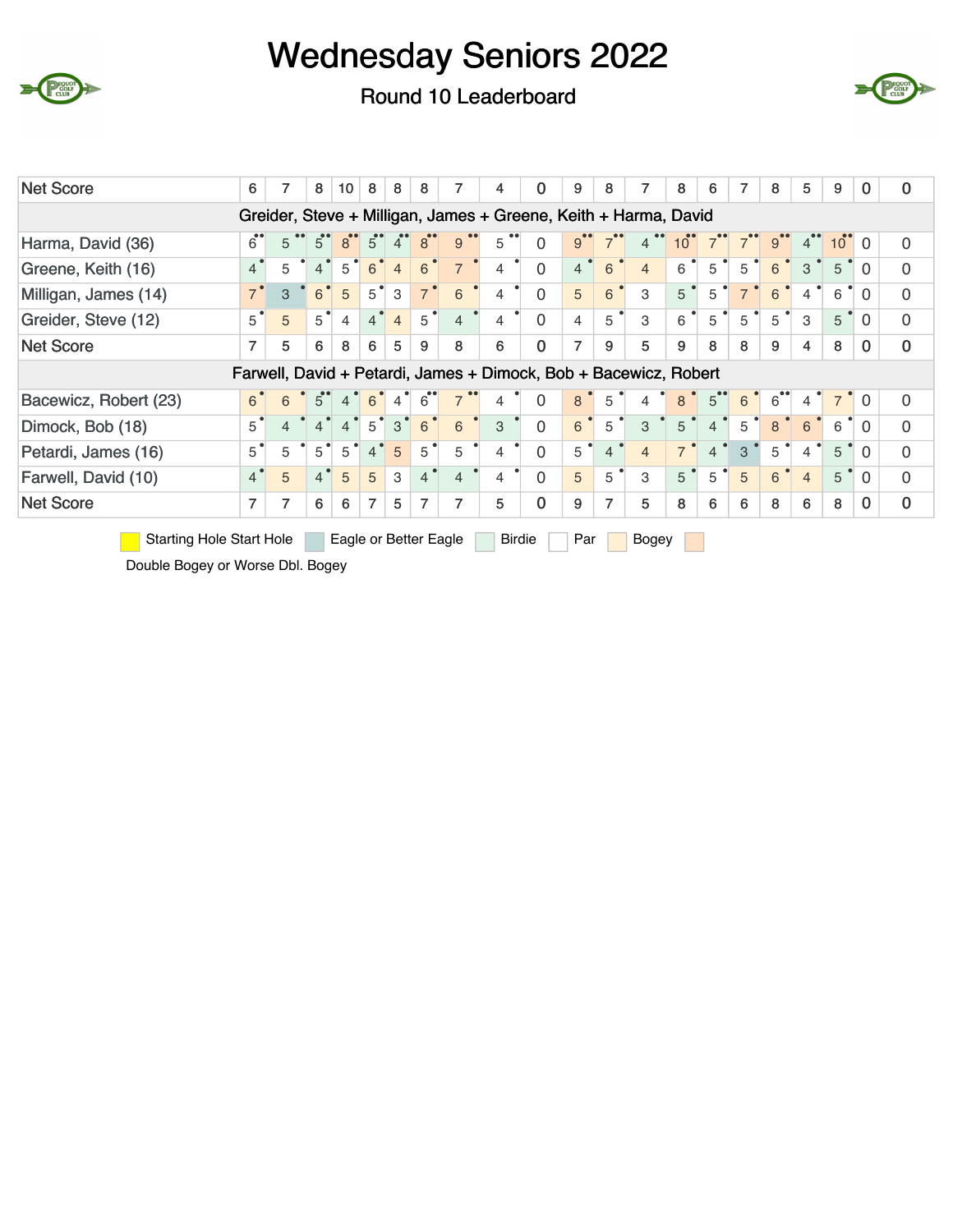# Wednesday Seniors 2022

## Round 10 Leaderboard

| | | | | | | | | | | | | | | | | | | | | | |
|---|---|---|---|---|---|---|---|---|---|---|---|---|---|---|---|---|---|---|---|---|---|
| Net Score | 6 | 7 | 8 | 10 | 8 | 8 | 8 | 7 | 4 | 0 | 9 | 8 | 7 | 8 | 6 | 7 | 8 | 5 | 9 | 0 | 0 |
| Greider, Steve + Milligan, James + Greene, Keith + Harma, David | | | | | | | | | | | | | | | | | | | | | |
| Harma, David (36) | 6 | 5 | 5 | 8 | 5 | 4 | 8 | 9 | 5 | 0 | 9 | 7 | 4 | 10 | 7 | 7 | 9 | 4 | 10 | 0 | 0 |
| Greene, Keith (16) | 4 | 5 | 4 | 5 | 6 | 4 | 6 | 7 | 4 | 0 | 4 | 6 | 4 | 6 | 5 | 5 | 6 | 3 | 5 | 0 | 0 |
| Milligan, James (14) | 7 | 3 | 6 | 5 | 5 | 3 | 7 | 6 | 4 | 0 | 5 | 6 | 3 | 5 | 5 | 7 | 6 | 4 | 6 | 0 | 0 |
| Greider, Steve (12) | 5 | 5 | 5 | 4 | 4 | 4 | 5 | 4 | 4 | 0 | 4 | 5 | 3 | 6 | 5 | 5 | 5 | 3 | 5 | 0 | 0 |
| Net Score | 7 | 5 | 6 | 8 | 6 | 5 | 9 | 8 | 6 | 0 | 7 | 9 | 5 | 9 | 8 | 8 | 9 | 4 | 8 | 0 | 0 |
| Farwell, David + Petardi, James + Dimock, Bob + Bacewicz, Robert | | | | | | | | | | | | | | | | | | | | | |
| Bacewicz, Robert (23) | 6 | 6 | 5 | 4 | 6 | 4 | 6 | 7 | 4 | 0 | 8 | 5 | 4 | 8 | 5 | 6 | 6 | 4 | 7 | 0 | 0 |
| Dimock, Bob (18) | 5 | 4 | 4 | 4 | 5 | 3 | 6 | 6 | 3 | 0 | 6 | 5 | 3 | 5 | 4 | 5 | 8 | 6 | 6 | 0 | 0 |
| Petardi, James (16) | 5 | 5 | 5 | 5 | 4 | 5 | 5 | 5 | 4 | 0 | 5 | 4 | 4 | 7 | 4 | 3 | 5 | 4 | 5 | 0 | 0 |
| Farwell, David (10) | 4 | 5 | 4 | 5 | 5 | 3 | 4 | 4 | 4 | 0 | 5 | 5 | 3 | 5 | 5 | 5 | 6 | 4 | 5 | 0 | 0 |
| Net Score | 7 | 7 | 6 | 6 | 7 | 5 | 7 | 7 | 5 | 0 | 9 | 7 | 5 | 8 | 6 | 6 | 8 | 6 | 8 | 0 | 0 |

Starting Hole Start Hole | Eagle or Better Eagle | Birdie | Par | Bogey | Double Bogey or Worse Dbl. Bogey